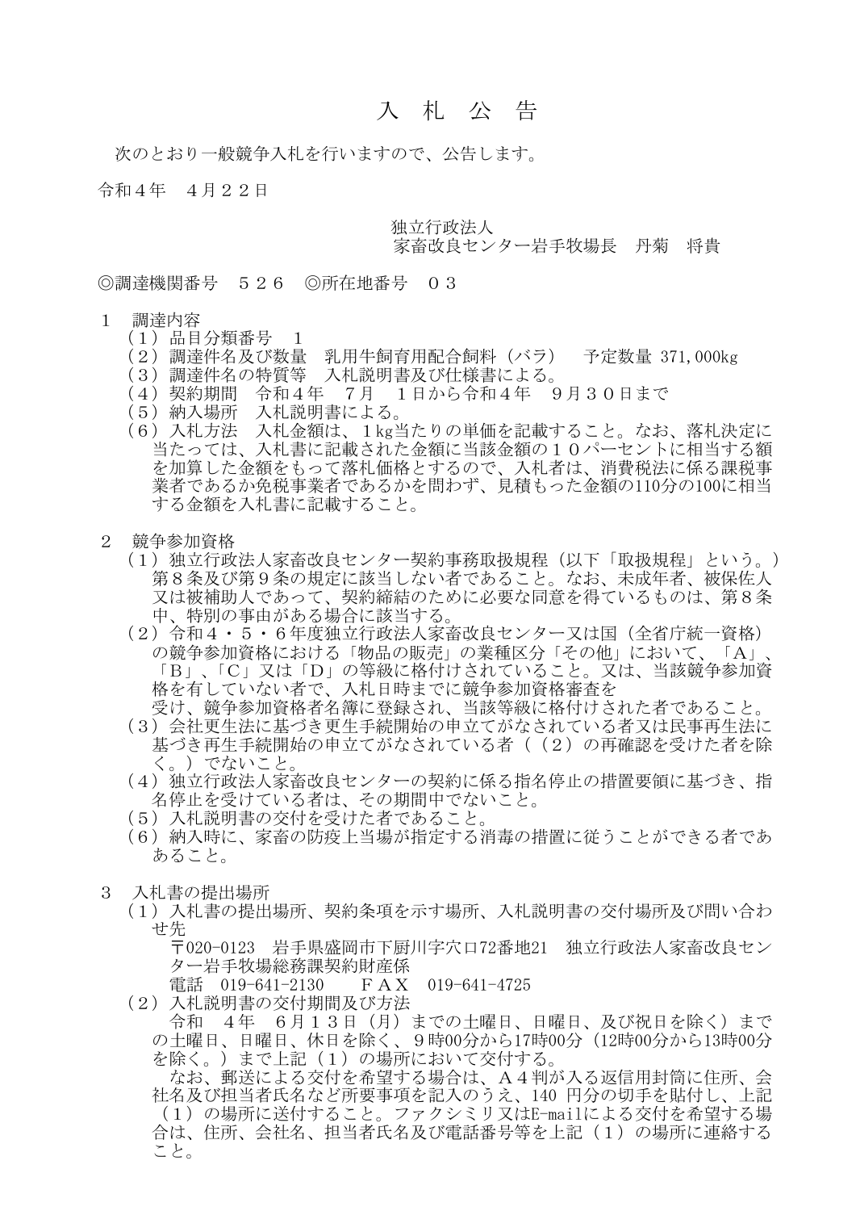# 入　札　公　告

次のとおり一般競争入札を行いますので、公告します。

令和４年　４月２２日

独立行政法人
家畜改良センター岩手牧場長　丹菊　将貴

◎調達機関番号　５２６　◎所在地番号　０３

１　調達内容

（１）品目分類番号　１

（２）調達件名及び数量　乳用牛飼育用配合飼料（バラ）　予定数量 371,000kg

（３）調達件名の特質等　入札説明書及び仕様書による。

（４）契約期間　令和４年　７月　１日から令和４年　９月３０日まで

（５）納入場所　入札説明書による。

（６）入札方法　入札金額は、１kg当たりの単価を記載すること。なお、落札決定に当たっては、入札書に記載された金額に当該金額の１０パーセントに相当する額を加算した金額をもって落札価格とするので、入札者は、消費税法に係る課税事業者であるか免税事業者であるかを問わず、見積もった金額の110分の100に相当する金額を入札書に記載すること。

２　競争参加資格

（１）独立行政法人家畜改良センター契約事務取扱規程（以下「取扱規程」という。）第８条及び第９条の規定に該当しない者であること。なお、未成年者、被保佐人又は被補助人であって、契約締結のために必要な同意を得ているものは、第８条中、特別の事由がある場合に該当する。

（２）令和４・５・６年度独立行政法人家畜改良センター又は国（全省庁統一資格）の競争参加資格における「物品の販売」の業種区分「その他」において、「A」、「B」、「C」又は「D」の等級に格付けされていること。又は、当該競争参加資格を有していない者で、入札日時までに競争参加資格審査を
受け、競争参加資格者名簿に登録され、当該等級に格付けされた者であること。

（３）会社更生法に基づき更生手続開始の申立てがなされている者又は民事再生法に基づき再生手続開始の申立てがなされている者（（２）の再確認を受けた者を除く。）でないこと。

（４）独立行政法人家畜改良センターの契約に係る指名停止の措置要領に基づき、指名停止を受けている者は、その期間中でないこと。

（５）入札説明書の交付を受けた者であること。

（６）納入時に、家畜の防疫上当場が指定する消毒の措置に従うことができる者であること。

３　入札書の提出場所

（１）入札書の提出場所、契約条項を示す場所、入札説明書の交付場所及び問い合わせ先

〒020-0123　岩手県盛岡市下厨川字穴口72番地21　独立行政法人家畜改良センター岩手牧場総務課契約財産係

電話　019-641-2130　　ＦＡＸ　019-641-4725

（２）入札説明書の交付期間及び方法

令和　４年　６月１３日（月）までの土曜日、日曜日、及び祝日を除く）までの土曜日、日曜日、休日を除く、９時00分から17時00分（12時00分から13時00分を除く。）まで上記（１）の場所において交付する。

なお、郵送による交付を希望する場合は、A４判が入る返信用封筒に住所、会社名及び担当者氏名など所要事項を記入のうえ、140 円分の切手を貼付し、上記（１）の場所に送付すること。ファクシミリ又はE-mailによる交付を希望する場合は、住所、会社名、担当者氏名及び電話番号等を上記（１）の場所に連絡すること。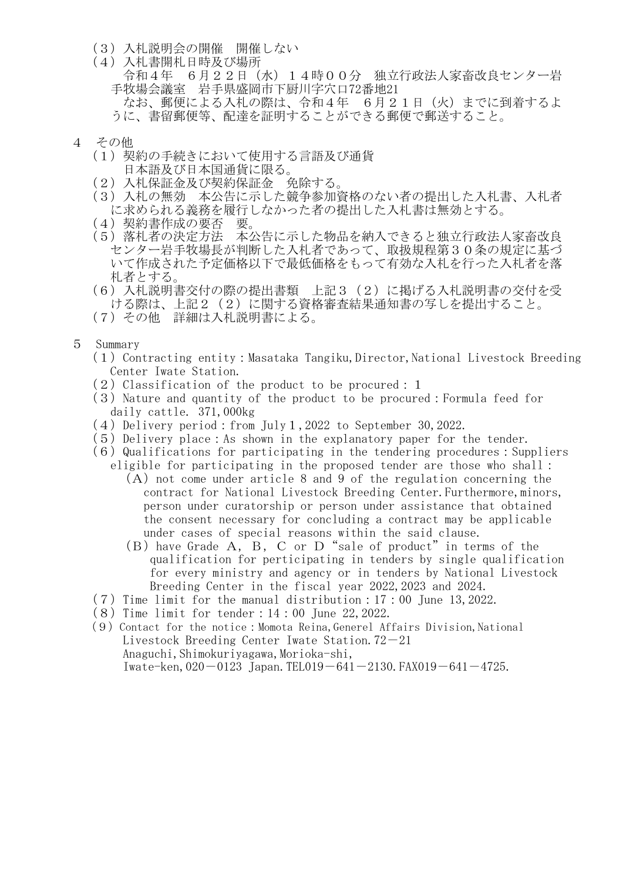（３）入札説明会の開催　開催しない

（４）入札書開札日時及び場所

令和４年　６月２２日（水）１４時００分　独立行政法人家畜改良センター岩手牧場会議室　岩手県盛岡市下厨川字穴口72番地21

なお、郵便による入札の際は、令和４年　６月２１日（火）までに到着するように、書留郵便等、配達を証明することができる郵便で郵送すること。

４　その他

（１）契約の手続きにおいて使用する言語及び通貨

日本語及び日本国通貨に限る。

（２）入札保証金及び契約保証金　免除する。

（３）入札の無効　本公告に示した競争参加資格のない者の提出した入札書、入札者に求められる義務を履行しなかった者の提出した入札書は無効とする。

（４）契約書作成の要否　要。

（５）落札者の決定方法　本公告に示した物品を納入できると独立行政法人家畜改良センター岩手牧場長が判断した入札者であって、取扱規程第３０条の規定に基づいて作成された予定価格以下で最低価格をもって有効な入札を行った入札者を落札者とする。

（６）入札説明書交付の際の提出書類　上記３（２）に掲げる入札説明書の交付を受ける際は、上記２（２）に関する資格審査結果通知書の写しを提出すること。

（７）その他　詳細は入札説明書による。

５　Summary

（１）Contracting entity：Masataka Tangiku,Director,National Livestock Breeding Center Iwate Station.

（２）Classification of the product to be procured：１

（３）Nature and quantity of the product to be procured：Formula feed for daily cattle. 371,000kg

（４）Delivery period：from July１,2022 to September 30,2022.

（５）Delivery place：As shown in the explanatory paper for the tender.

（６）Qualifications for participating in the tendering procedures：Suppliers eligible for participating in the proposed tender are those who shall：

（A）not come under article 8 and 9 of the regulation concerning the contract for National Livestock Breeding Center.Furthermore,minors, person under curatorship or person under assistance that obtained the consent necessary for concluding a contract may be applicable under cases of special reasons within the said clause.

（B）have Grade Ａ，Ｂ，Ｃ or Ｄ“sale of product”in terms of the qualification for participating in tenders by single qualification for every ministry and agency or in tenders by National Livestock Breeding Center in the fiscal year 2022,2023 and 2024.

（７）Time limit for the manual distribution：17：00 June 13,2022.

（８）Time limit for tender：14：00 June 22,2022.

（９）Contact for the notice：Momota Reina,Generel Affairs Division,National Livestock Breeding Center Iwate Station.72－21 Anaguchi,Shimokuriyagawa,Morioka-shi, Iwate-ken,020－0123 Japan.TEL019－641－2130.FAX019－641－4725.